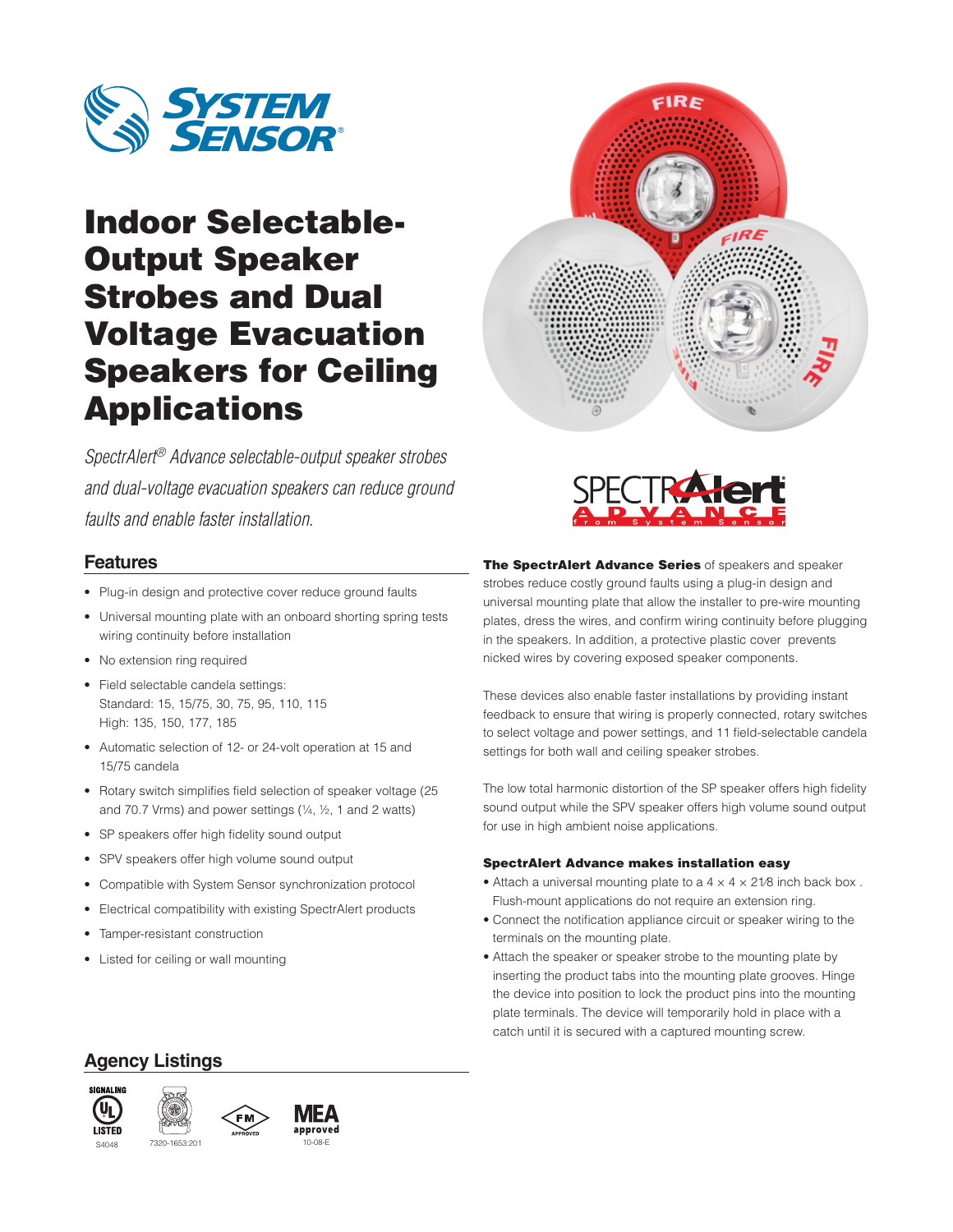# Indoor Selectable-Output Speaker Strobes and Dual Voltage Evacuation Speakers for Ceiling Applications

*SpectrAlert® Advance selectable-output speaker strobes and dual-voltage evacuation speakers can reduce ground faults and enable faster installation.*

## Features

- Plug-in design and protective cover reduce ground faults
- Universal mounting plate with an onboard shorting spring tests wiring continuity before installation
- No extension ring required
- Field selectable candela settings:
  Standard: 15, 15/75, 30, 75, 95, 110, 115
  High: 135, 150, 177, 185
- Automatic selection of 12- or 24-volt operation at 15 and 15/75 candela
- Rotary switch simplifies field selection of speaker voltage (25 and 70.7 Vrms) and power settings (¼, ½, 1 and 2 watts)
- SP speakers offer high fidelity sound output
- SPV speakers offer high volume sound output
- Compatible with System Sensor synchronization protocol
- Electrical compatibility with existing SpectrAlert products
- Tamper-resistant construction
- Listed for ceiling or wall mounting

## Agency Listings

SIGNALING UL LISTED S4048 | 7320-1653:201 | FM APPROVED | MEA approved 10-08-E

**The SpectrAlert Advance Series** of speakers and speaker strobes reduce costly ground faults using a plug-in design and universal mounting plate that allow the installer to pre-wire mounting plates, dress the wires, and confirm wiring continuity before plugging in the speakers. In addition, a protective plastic cover prevents nicked wires by covering exposed speaker components.

These devices also enable faster installations by providing instant feedback to ensure that wiring is properly connected, rotary switches to select voltage and power settings, and 11 field-selectable candela settings for both wall and ceiling speaker strobes.

The low total harmonic distortion of the SP speaker offers high fidelity sound output while the SPV speaker offers high volume sound output for use in high ambient noise applications.

### SpectrAlert Advance makes installation easy

- Attach a universal mounting plate to a 4 × 4 × 2⅛ inch back box . Flush-mount applications do not require an extension ring.
- Connect the notification appliance circuit or speaker wiring to the terminals on the mounting plate.
- Attach the speaker or speaker strobe to the mounting plate by inserting the product tabs into the mounting plate grooves. Hinge the device into position to lock the product pins into the mounting plate terminals. The device will temporarily hold in place with a catch until it is secured with a captured mounting screw.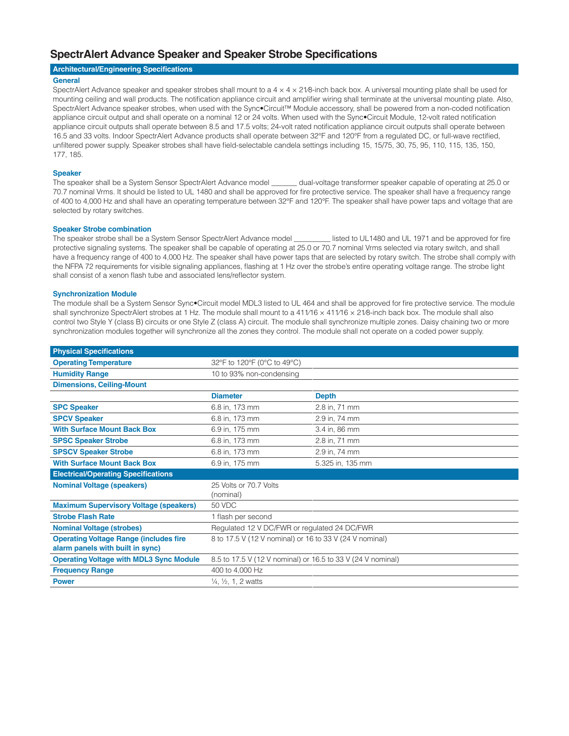# SpectrAlert Advance Speaker and Speaker Strobe Specifications

## Architectural/Engineering Specifications

### General

SpectrAlert Advance speaker and speaker strobes shall mount to a 4 × 4 × 2⅛-inch back box. A universal mounting plate shall be used for mounting ceiling and wall products. The notification appliance circuit and amplifier wiring shall terminate at the universal mounting plate. Also, SpectrAlert Advance speaker strobes, when used with the Sync•Circuit™ Module accessory, shall be powered from a non-coded notification appliance circuit output and shall operate on a nominal 12 or 24 volts. When used with the Sync•Circuit Module, 12-volt rated notification appliance circuit outputs shall operate between 8.5 and 17.5 volts; 24-volt rated notification appliance circuit outputs shall operate between 16.5 and 33 volts. Indoor SpectrAlert Advance products shall operate between 32°F and 120°F from a regulated DC, or full-wave rectified, unfiltered power supply. Speaker strobes shall have field-selectable candela settings including 15, 15/75, 30, 75, 95, 110, 115, 135, 150, 177, 185.

### Speaker

The speaker shall be a System Sensor SpectrAlert Advance model _______ dual-voltage transformer speaker capable of operating at 25.0 or 70.7 nominal Vrms. It should be listed to UL 1480 and shall be approved for fire protective service. The speaker shall have a frequency range of 400 to 4,000 Hz and shall have an operating temperature between 32°F and 120°F. The speaker shall have power taps and voltage that are selected by rotary switches.

### Speaker Strobe combination

The speaker strobe shall be a System Sensor SpectrAlert Advance model __________ listed to UL1480 and UL 1971 and be approved for fire protective signaling systems. The speaker shall be capable of operating at 25.0 or 70.7 nominal Vrms selected via rotary switch, and shall have a frequency range of 400 to 4,000 Hz. The speaker shall have power taps that are selected by rotary switch. The strobe shall comply with the NFPA 72 requirements for visible signaling appliances, flashing at 1 Hz over the strobe's entire operating voltage range. The strobe light shall consist of a xenon flash tube and associated lens/reflector system.

### Synchronization Module

The module shall be a System Sensor Sync•Circuit model MDL3 listed to UL 464 and shall be approved for fire protective service. The module shall synchronize SpectrAlert strobes at 1 Hz. The module shall mount to a 4 11⁄16 × 4 11⁄16 × 2⅛-inch back box. The module shall also control two Style Y (class B) circuits or one Style Z (class A) circuit. The module shall synchronize multiple zones. Daisy chaining two or more synchronization modules together will synchronize all the zones they control. The module shall not operate on a coded power supply.

| Physical Specifications | | |
|---|---|---|
| **Operating Temperature** | 32°F to 120°F (0°C to 49°C) | |
| **Humidity Range** | 10 to 93% non-condensing | |
| **Dimensions, Ceiling-Mount** | | |
| | **Diameter** | **Depth** |
| **SPC Speaker** | 6.8 in, 173 mm | 2.8 in, 71 mm |
| **SPCV Speaker** | 6.8 in, 173 mm | 2.9 in, 74 mm |
| **With Surface Mount Back Box** | 6.9 in, 175 mm | 3.4 in, 86 mm |
| **SPSC Speaker Strobe** | 6.8 in, 173 mm | 2.8 in, 71 mm |
| **SPSCV Speaker Strobe** | 6.8 in, 173 mm | 2.9 in, 74 mm |
| **With Surface Mount Back Box** | 6.9 in, 175 mm | 5.325 in, 135 mm |
| **Electrical/Operating Specifications** | | |
| **Nominal Voltage (speakers)** | 25 Volts or 70.7 Volts (nominal) | |
| **Maximum Supervisory Voltage (speakers)** | 50 VDC | |
| **Strobe Flash Rate** | 1 flash per second | |
| **Nominal Voltage (strobes)** | Regulated 12 V DC/FWR or regulated 24 DC/FWR | |
| **Operating Voltage Range (includes fire alarm panels with built in sync)** | 8 to 17.5 V (12 V nominal) or 16 to 33 V (24 V nominal) | |
| **Operating Voltage with MDL3 Sync Module** | 8.5 to 17.5 V (12 V nominal) or 16.5 to 33 V (24 V nominal) | |
| **Frequency Range** | 400 to 4,000 Hz | |
| **Power** | ¼, ½, 1, 2 watts | |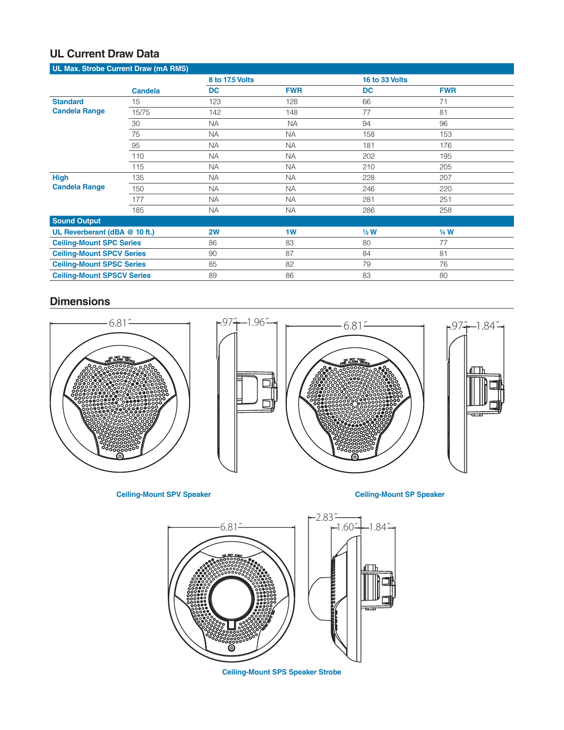## UL Current Draw Data

| UL Max. Strobe Current Draw (mA RMS) | | | | | |
|---|---|---|---|---|---|
| | | 8 to 17.5 Volts | | 16 to 33 Volts | |
| | Candela | DC | FWR | DC | FWR |
| Standard Candela Range | 15 | 123 | 128 | 66 | 71 |
| | 15/75 | 142 | 148 | 77 | 81 |
| | 30 | NA | NA | 94 | 96 |
| | 75 | NA | NA | 158 | 153 |
| | 95 | NA | NA | 181 | 176 |
| | 110 | NA | NA | 202 | 195 |
| | 115 | NA | NA | 210 | 205 |
| High Candela Range | 135 | NA | NA | 228 | 207 |
| | 150 | NA | NA | 246 | 220 |
| | 177 | NA | NA | 281 | 251 |
| | 185 | NA | NA | 286 | 258 |

| Sound Output | | | | |
|---|---|---|---|---|
| UL Reverberant (dBA @ 10 ft.) | 2W | 1W | ½ W | ¼ W |
| Ceiling-Mount SPC Series | 86 | 83 | 80 | 77 |
| Ceiling-Mount SPCV Series | 90 | 87 | 84 | 81 |
| Ceiling-Mount SPSC Series | 85 | 82 | 79 | 76 |
| Ceiling-Mount SPSCV Series | 89 | 86 | 83 | 80 |

## Dimensions

6.81″ | .97″ | 1.96″

Ceiling-Mount SPV Speaker

6.81″ | .97″ | 1.84″

Ceiling-Mount SP Speaker

6.81″ | 2.83″ | 1.60″ | 1.84″

Ceiling-Mount SPS Speaker Strobe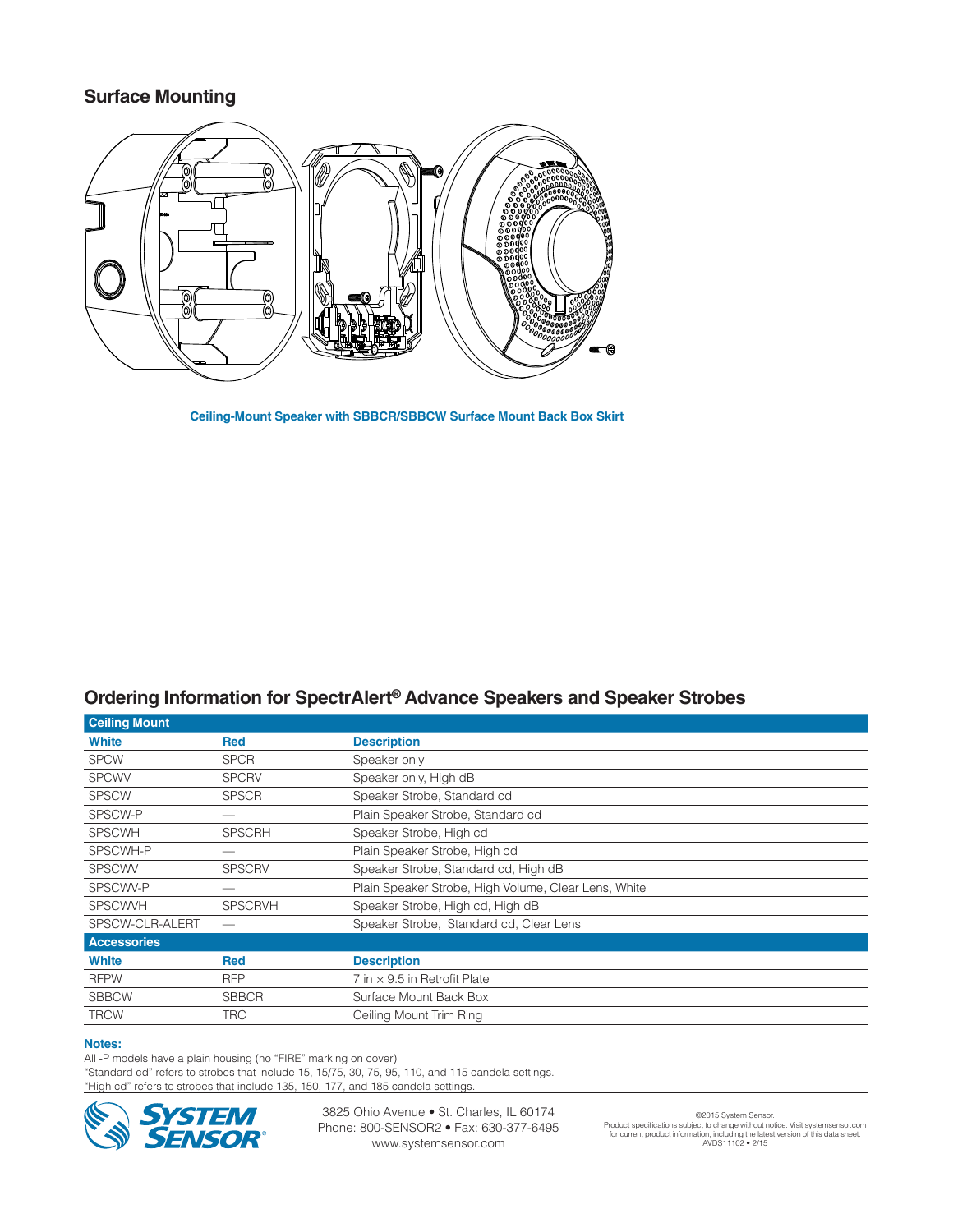## Surface Mounting

Ceiling-Mount Speaker with SBBCR/SBBCW Surface Mount Back Box Skirt

## Ordering Information for SpectrAlert® Advance Speakers and Speaker Strobes

| Ceiling Mount | | |
|---|---|---|
| **White** | **Red** | **Description** |
| SPCW | SPCR | Speaker only |
| SPCWV | SPCRV | Speaker only, High dB |
| SPSCW | SPSCR | Speaker Strobe, Standard cd |
| SPSCW-P | — | Plain Speaker Strobe, Standard cd |
| SPSCWH | SPSCRH | Speaker Strobe, High cd |
| SPSCWH-P | — | Plain Speaker Strobe, High cd |
| SPSCWV | SPSCRV | Speaker Strobe, Standard cd, High dB |
| SPSCWV-P | — | Plain Speaker Strobe, High Volume, Clear Lens, White |
| SPSCWVH | SPSCRVH | Speaker Strobe, High cd, High dB |
| SPSCW-CLR-ALERT | — | Speaker Strobe, Standard cd, Clear Lens |
| **Accessories** | | |
| **White** | **Red** | **Description** |
| RFPW | RFP | 7 in × 9.5 in Retrofit Plate |
| SBBCW | SBBCR | Surface Mount Back Box |
| TRCW | TRC | Ceiling Mount Trim Ring |

**Notes:**

All -P models have a plain housing (no "FIRE" marking on cover)

"Standard cd" refers to strobes that include 15, 15/75, 30, 75, 95, 110, and 115 candela settings.

"High cd" refers to strobes that include 135, 150, 177, and 185 candela settings.

SYSTEM SENSOR®

3825 Ohio Avenue • St. Charles, IL 60174
Phone: 800-SENSOR2 • Fax: 630-377-6495
www.systemsensor.com

©2015 System Sensor.
Product specifications subject to change without notice. Visit systemsensor.com for current product information, including the latest version of this data sheet.
AVDS11102 • 2/15